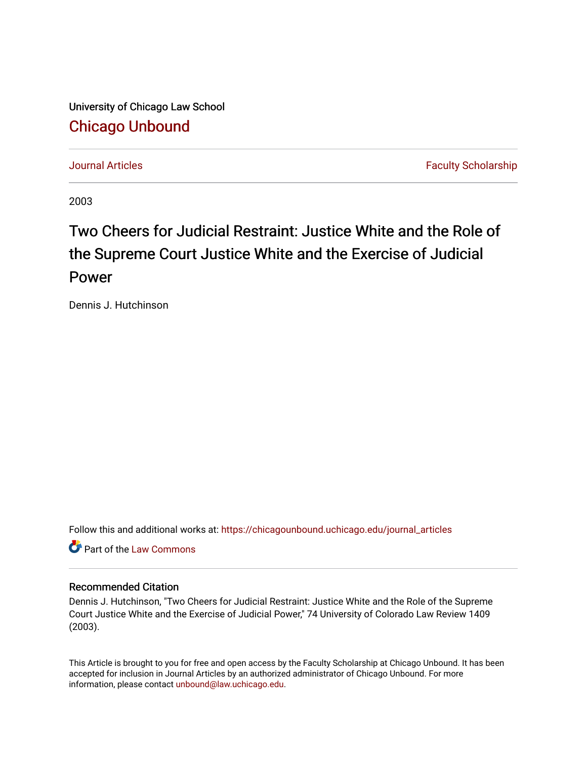University of Chicago Law School

## Chicago Unbound

Journal Articles | Faculty Scholarship

2003

# Two Cheers for Judicial Restraint: Justice White and the Role of the Supreme Court Justice White and the Exercise of Judicial Power

Dennis J. Hutchinson

Follow this and additional works at: https://chicagounbound.uchicago.edu/journal_articles

Part of the Law Commons

### Recommended Citation

Dennis J. Hutchinson, "Two Cheers for Judicial Restraint: Justice White and the Role of the Supreme Court Justice White and the Exercise of Judicial Power," 74 University of Colorado Law Review 1409 (2003).

This Article is brought to you for free and open access by the Faculty Scholarship at Chicago Unbound. It has been accepted for inclusion in Journal Articles by an authorized administrator of Chicago Unbound. For more information, please contact unbound@law.uchicago.edu.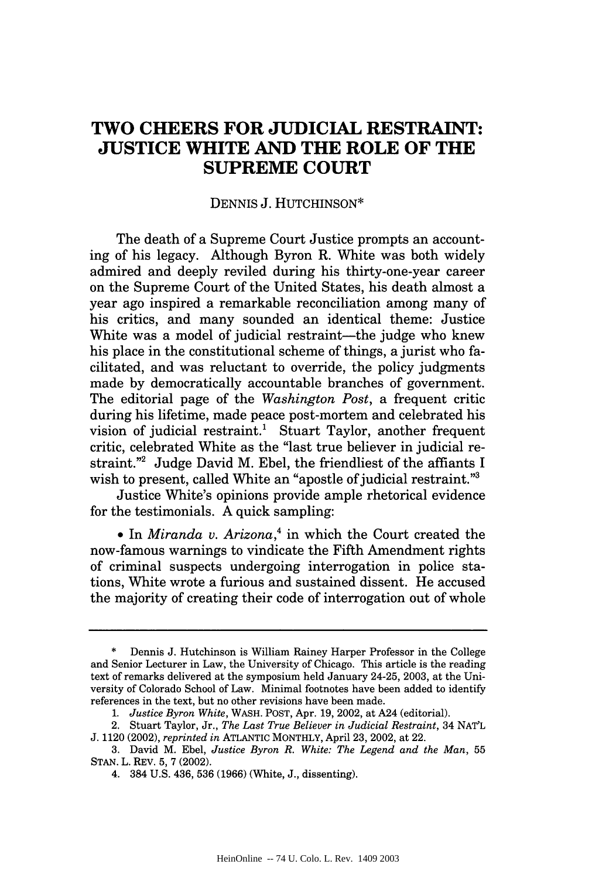# TWO CHEERS FOR JUDICIAL RESTRAINT: JUSTICE WHITE AND THE ROLE OF THE SUPREME COURT

DENNIS J. HUTCHINSON*

The death of a Supreme Court Justice prompts an accounting of his legacy. Although Byron R. White was both widely admired and deeply reviled during his thirty-one-year career on the Supreme Court of the United States, his death almost a year ago inspired a remarkable reconciliation among many of his critics, and many sounded an identical theme: Justice White was a model of judicial restraint—the judge who knew his place in the constitutional scheme of things, a jurist who facilitated, and was reluctant to override, the policy judgments made by democratically accountable branches of government. The editorial page of the *Washington Post*, a frequent critic during his lifetime, made peace post-mortem and celebrated his vision of judicial restraint.[1] Stuart Taylor, another frequent critic, celebrated White as the "last true believer in judicial restraint."[2] Judge David M. Ebel, the friendliest of the affiants I wish to present, called White an "apostle of judicial restraint."[3]

Justice White's opinions provide ample rhetorical evidence for the testimonials. A quick sampling:

- In *Miranda v. Arizona*,[4] in which the Court created the now-famous warnings to vindicate the Fifth Amendment rights of criminal suspects undergoing interrogation in police stations, White wrote a furious and sustained dissent. He accused the majority of creating their code of interrogation out of whole

---

\* Dennis J. Hutchinson is William Rainey Harper Professor in the College and Senior Lecturer in Law, the University of Chicago. This article is the reading text of remarks delivered at the symposium held January 24-25, 2003, at the University of Colorado School of Law. Minimal footnotes have been added to identify references in the text, but no other revisions have been made.

1. *Justice Byron White*, WASH. POST, Apr. 19, 2002, at A24 (editorial).

2. Stuart Taylor, Jr., *The Last True Believer in Judicial Restraint*, 34 NAT'L J. 1120 (2002), *reprinted in* ATLANTIC MONTHLY, April 23, 2002, at 22.

3. David M. Ebel, *Justice Byron R. White: The Legend and the Man*, 55 STAN. L. REV. 5, 7 (2002).

4. 384 U.S. 436, 536 (1966) (White, J., dissenting).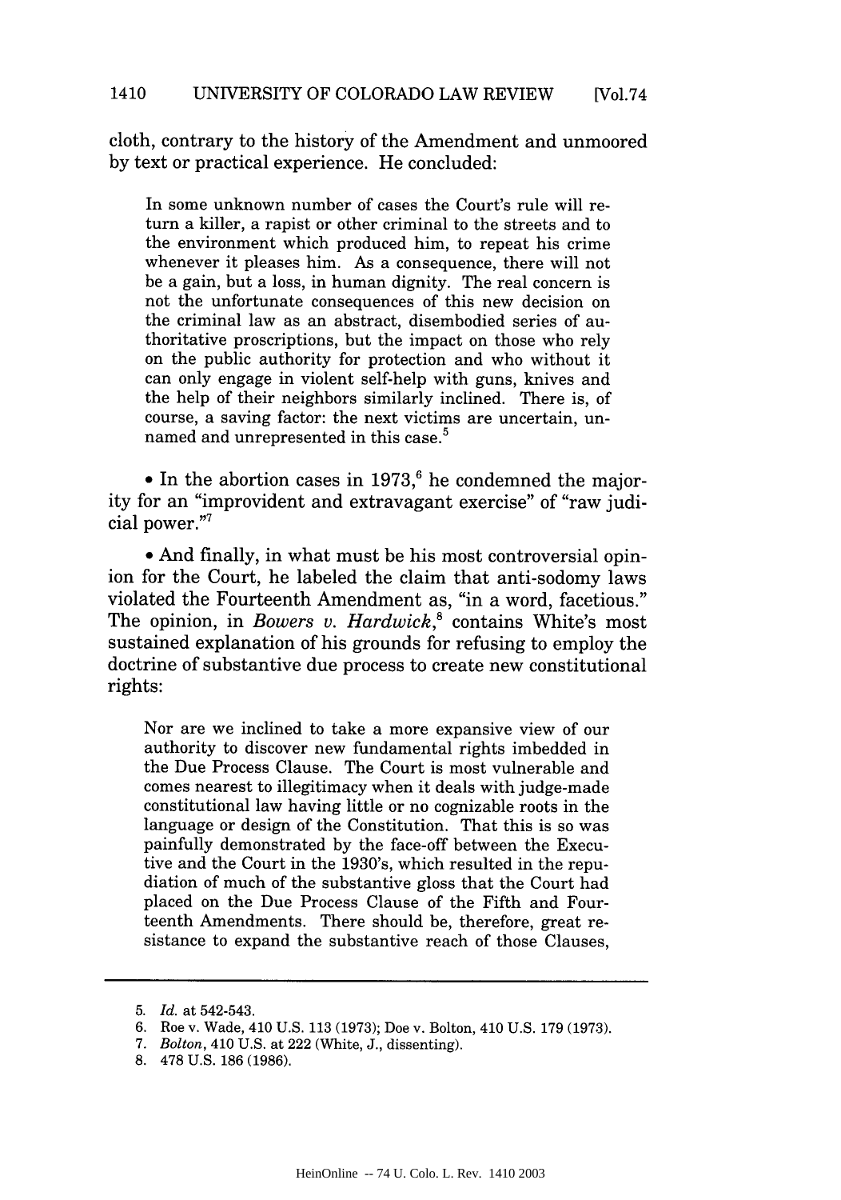cloth, contrary to the history of the Amendment and unmoored by text or practical experience. He concluded:

> In some unknown number of cases the Court's rule will return a killer, a rapist or other criminal to the streets and to the environment which produced him, to repeat his crime whenever it pleases him. As a consequence, there will not be a gain, but a loss, in human dignity. The real concern is not the unfortunate consequences of this new decision on the criminal law as an abstract, disembodied series of authoritative proscriptions, but the impact on those who rely on the public authority for protection and who without it can only engage in violent self-help with guns, knives and the help of their neighbors similarly inclined. There is, of course, a saving factor: the next victims are uncertain, unnamed and unrepresented in this case.[5]

• In the abortion cases in 1973,[6] he condemned the majority for an "improvident and extravagant exercise" of "raw judicial power."[7]

• And finally, in what must be his most controversial opinion for the Court, he labeled the claim that anti-sodomy laws violated the Fourteenth Amendment as, "in a word, facetious." The opinion, in *Bowers v. Hardwick*,[8] contains White's most sustained explanation of his grounds for refusing to employ the doctrine of substantive due process to create new constitutional rights:

> Nor are we inclined to take a more expansive view of our authority to discover new fundamental rights imbedded in the Due Process Clause. The Court is most vulnerable and comes nearest to illegitimacy when it deals with judge-made constitutional law having little or no cognizable roots in the language or design of the Constitution. That this is so was painfully demonstrated by the face-off between the Executive and the Court in the 1930's, which resulted in the repudiation of much of the substantive gloss that the Court had placed on the Due Process Clause of the Fifth and Fourteenth Amendments. There should be, therefore, great resistance to expand the substantive reach of those Clauses,

---

5. *Id.* at 542-543.
6. Roe v. Wade, 410 U.S. 113 (1973); Doe v. Bolton, 410 U.S. 179 (1973).
7. *Bolton*, 410 U.S. at 222 (White, J., dissenting).
8. 478 U.S. 186 (1986).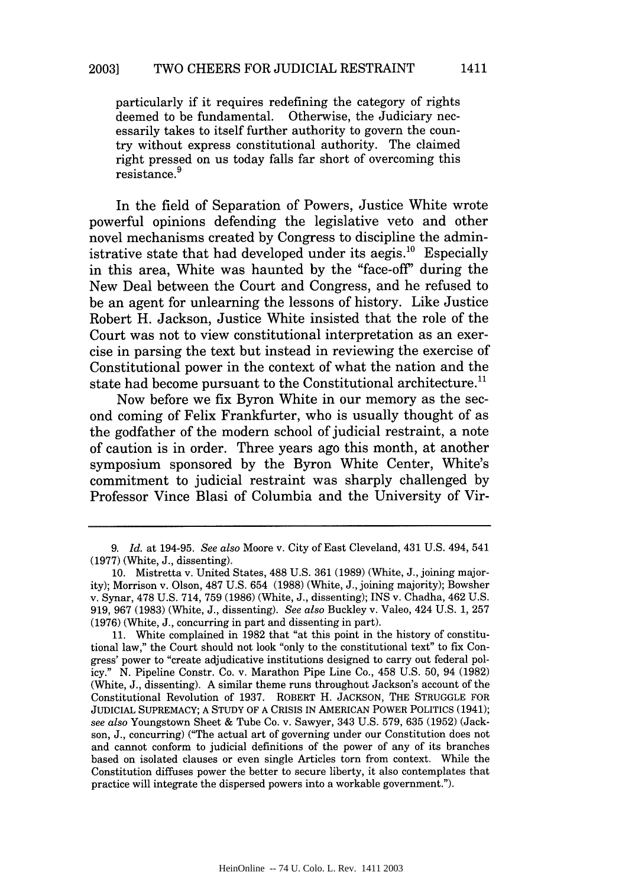> particularly if it requires redefining the category of rights deemed to be fundamental. Otherwise, the Judiciary necessarily takes to itself further authority to govern the country without express constitutional authority. The claimed right pressed on us today falls far short of overcoming this resistance.[9]

In the field of Separation of Powers, Justice White wrote powerful opinions defending the legislative veto and other novel mechanisms created by Congress to discipline the administrative state that had developed under its aegis.[10] Especially in this area, White was haunted by the "face-off" during the New Deal between the Court and Congress, and he refused to be an agent for unlearning the lessons of history. Like Justice Robert H. Jackson, Justice White insisted that the role of the Court was not to view constitutional interpretation as an exercise in parsing the text but instead in reviewing the exercise of Constitutional power in the context of what the nation and the state had become pursuant to the Constitutional architecture.[11]

Now before we fix Byron White in our memory as the second coming of Felix Frankfurter, who is usually thought of as the godfather of the modern school of judicial restraint, a note of caution is in order. Three years ago this month, at another symposium sponsored by the Byron White Center, White's commitment to judicial restraint was sharply challenged by Professor Vince Blasi of Columbia and the University of Vir-

---

9. *Id.* at 194-95. *See also* Moore v. City of East Cleveland, 431 U.S. 494, 541 (1977) (White, J., dissenting).

10. Mistretta v. United States, 488 U.S. 361 (1989) (White, J., joining majority); Morrison v. Olson, 487 U.S. 654 (1988) (White, J., joining majority); Bowsher v. Synar, 478 U.S. 714, 759 (1986) (White, J., dissenting); INS v. Chadha, 462 U.S. 919, 967 (1983) (White, J., dissenting). *See also* Buckley v. Valeo, 424 U.S. 1, 257 (1976) (White, J., concurring in part and dissenting in part).

11. White complained in 1982 that "at this point in the history of constitutional law," the Court should not look "only to the constitutional text" to fix Congress' power to "create adjudicative institutions designed to carry out federal policy." N. Pipeline Constr. Co. v. Marathon Pipe Line Co., 458 U.S. 50, 94 (1982) (White, J., dissenting). A similar theme runs throughout Jackson's account of the Constitutional Revolution of 1937. ROBERT H. JACKSON, THE STRUGGLE FOR JUDICIAL SUPREMACY; A STUDY OF A CRISIS IN AMERICAN POWER POLITICS (1941); *see also* Youngstown Sheet & Tube Co. v. Sawyer, 343 U.S. 579, 635 (1952) (Jackson, J., concurring) ("The actual art of governing under our Constitution does not and cannot conform to judicial definitions of the power of any of its branches based on isolated clauses or even single Articles torn from context. While the Constitution diffuses power the better to secure liberty, it also contemplates that practice will integrate the dispersed powers into a workable government.").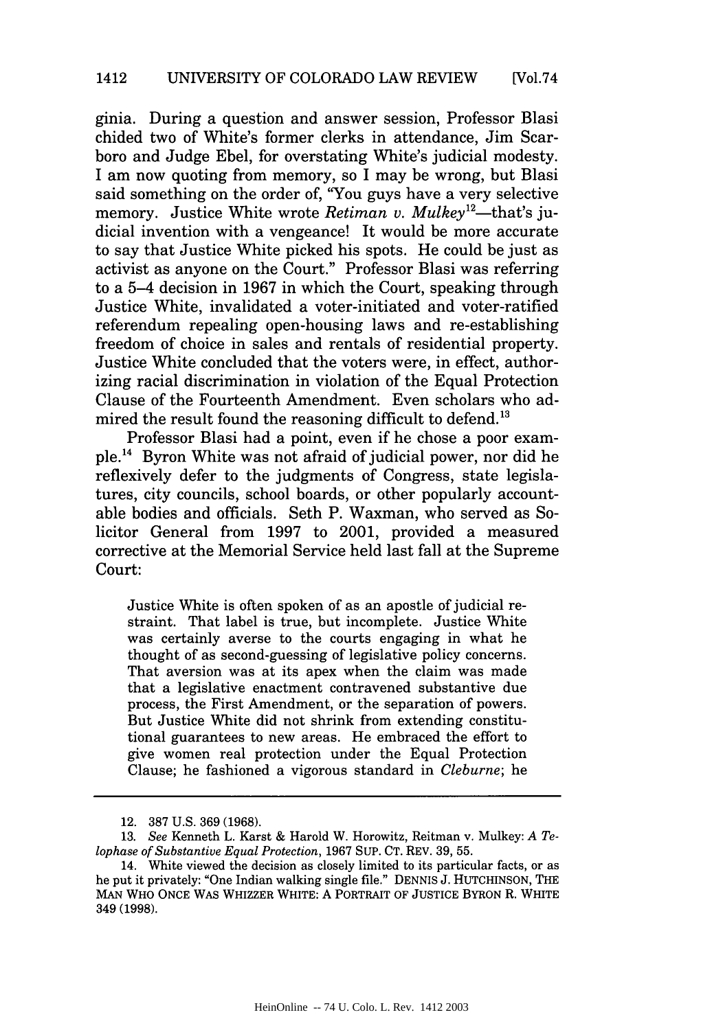ginia. During a question and answer session, Professor Blasi chided two of White's former clerks in attendance, Jim Scarboro and Judge Ebel, for overstating White's judicial modesty. I am now quoting from memory, so I may be wrong, but Blasi said something on the order of, "You guys have a very selective memory. Justice White wrote *Retiman v. Mulkey*[12]—that's judicial invention with a vengeance! It would be more accurate to say that Justice White picked his spots. He could be just as activist as anyone on the Court." Professor Blasi was referring to a 5–4 decision in 1967 in which the Court, speaking through Justice White, invalidated a voter-initiated and voter-ratified referendum repealing open-housing laws and re-establishing freedom of choice in sales and rentals of residential property. Justice White concluded that the voters were, in effect, authorizing racial discrimination in violation of the Equal Protection Clause of the Fourteenth Amendment. Even scholars who admired the result found the reasoning difficult to defend.[13]

Professor Blasi had a point, even if he chose a poor example.[14] Byron White was not afraid of judicial power, nor did he reflexively defer to the judgments of Congress, state legislatures, city councils, school boards, or other popularly accountable bodies and officials. Seth P. Waxman, who served as Solicitor General from 1997 to 2001, provided a measured corrective at the Memorial Service held last fall at the Supreme Court:

> Justice White is often spoken of as an apostle of judicial restraint. That label is true, but incomplete. Justice White was certainly averse to the courts engaging in what he thought of as second-guessing of legislative policy concerns. That aversion was at its apex when the claim was made that a legislative enactment contravened substantive due process, the First Amendment, or the separation of powers. But Justice White did not shrink from extending constitutional guarantees to new areas. He embraced the effort to give women real protection under the Equal Protection Clause; he fashioned a vigorous standard in *Cleburne*; he

---

12. 387 U.S. 369 (1968).

13. *See* Kenneth L. Karst & Harold W. Horowitz, Reitman v. Mulkey: *A Telophase of Substantive Equal Protection*, 1967 SUP. CT. REV. 39, 55.

14. White viewed the decision as closely limited to its particular facts, or as he put it privately: "One Indian walking single file." DENNIS J. HUTCHINSON, THE MAN WHO ONCE WAS WHIZZER WHITE: A PORTRAIT OF JUSTICE BYRON R. WHITE 349 (1998).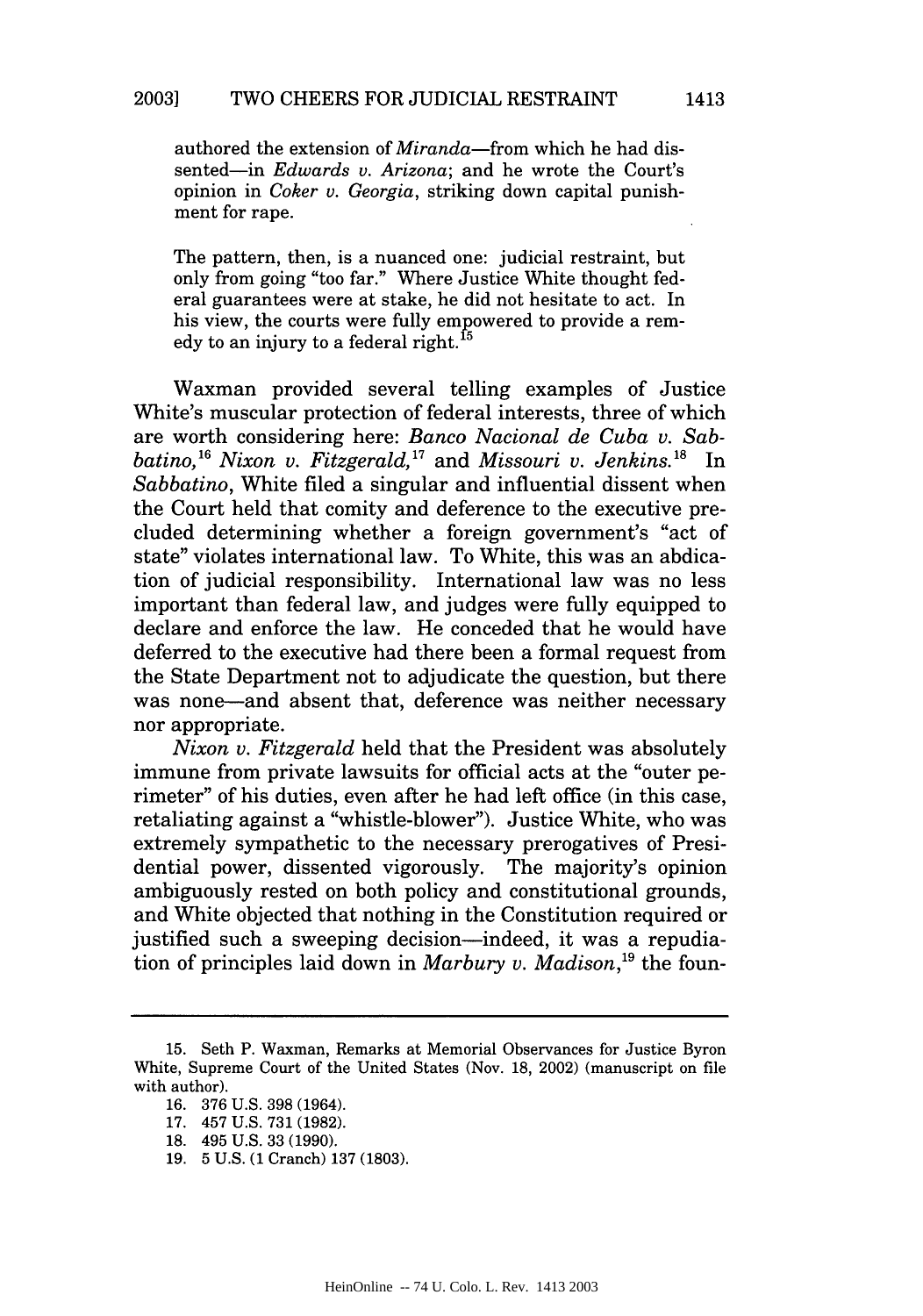authored the extension of *Miranda*—from which he had dissented—in *Edwards v. Arizona*; and he wrote the Court's opinion in *Coker v. Georgia*, striking down capital punishment for rape.

The pattern, then, is a nuanced one: judicial restraint, but only from going "too far." Where Justice White thought federal guarantees were at stake, he did not hesitate to act. In his view, the courts were fully empowered to provide a remedy to an injury to a federal right.[15]

Waxman provided several telling examples of Justice White's muscular protection of federal interests, three of which are worth considering here: *Banco Nacional de Cuba v. Sabbatino*,[16] *Nixon v. Fitzgerald*,[17] and *Missouri v. Jenkins*.[18] In *Sabbatino*, White filed a singular and influential dissent when the Court held that comity and deference to the executive precluded determining whether a foreign government's "act of state" violates international law. To White, this was an abdication of judicial responsibility. International law was no less important than federal law, and judges were fully equipped to declare and enforce the law. He conceded that he would have deferred to the executive had there been a formal request from the State Department not to adjudicate the question, but there was none—and absent that, deference was neither necessary nor appropriate.

*Nixon v. Fitzgerald* held that the President was absolutely immune from private lawsuits for official acts at the "outer perimeter" of his duties, even after he had left office (in this case, retaliating against a "whistle-blower"). Justice White, who was extremely sympathetic to the necessary prerogatives of Presidential power, dissented vigorously. The majority's opinion ambiguously rested on both policy and constitutional grounds, and White objected that nothing in the Constitution required or justified such a sweeping decision—indeed, it was a repudiation of principles laid down in *Marbury v. Madison*,[19] the foun-

---

15. Seth P. Waxman, Remarks at Memorial Observances for Justice Byron White, Supreme Court of the United States (Nov. 18, 2002) (manuscript on file with author).

16. 376 U.S. 398 (1964).

17. 457 U.S. 731 (1982).

18. 495 U.S. 33 (1990).

19. 5 U.S. (1 Cranch) 137 (1803).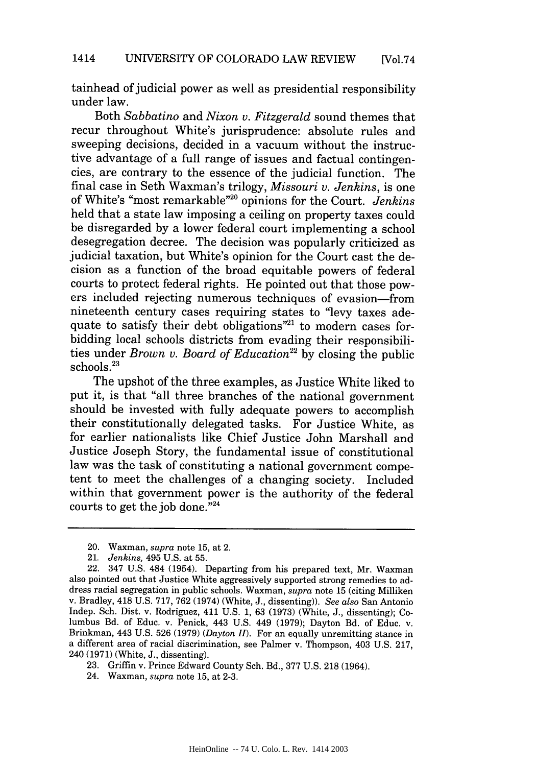tainhead of judicial power as well as presidential responsibility under law.

Both *Sabbatino* and *Nixon v. Fitzgerald* sound themes that recur throughout White's jurisprudence: absolute rules and sweeping decisions, decided in a vacuum without the instructive advantage of a full range of issues and factual contingencies, are contrary to the essence of the judicial function. The final case in Seth Waxman's trilogy, *Missouri v. Jenkins*, is one of White's "most remarkable"[20] opinions for the Court. *Jenkins* held that a state law imposing a ceiling on property taxes could be disregarded by a lower federal court implementing a school desegregation decree. The decision was popularly criticized as judicial taxation, but White's opinion for the Court cast the decision as a function of the broad equitable powers of federal courts to protect federal rights. He pointed out that those powers included rejecting numerous techniques of evasion—from nineteenth century cases requiring states to "levy taxes adequate to satisfy their debt obligations"[21] to modern cases forbidding local schools districts from evading their responsibilities under *Brown v. Board of Education*[22] by closing the public schools.[23]

The upshot of the three examples, as Justice White liked to put it, is that "all three branches of the national government should be invested with fully adequate powers to accomplish their constitutionally delegated tasks. For Justice White, as for earlier nationalists like Chief Justice John Marshall and Justice Joseph Story, the fundamental issue of constitutional law was the task of constituting a national government competent to meet the challenges of a changing society. Included within that government power is the authority of the federal courts to get the job done."[24]

---

20. Waxman, *supra* note 15, at 2.

21. *Jenkins*, 495 U.S. at 55.

22. 347 U.S. 484 (1954). Departing from his prepared text, Mr. Waxman also pointed out that Justice White aggressively supported strong remedies to address racial segregation in public schools. Waxman, *supra* note 15 (citing Milliken v. Bradley, 418 U.S. 717, 762 (1974) (White, J., dissenting)). *See also* San Antonio Indep. Sch. Dist. v. Rodriguez, 411 U.S. 1, 63 (1973) (White, J., dissenting); Columbus Bd. of Educ. v. Penick, 443 U.S. 449 (1979); Dayton Bd. of Educ. v. Brinkman, 443 U.S. 526 (1979) (*Dayton II*). For an equally unremitting stance in a different area of racial discrimination, see Palmer v. Thompson, 403 U.S. 217, 240 (1971) (White, J., dissenting).

23. Griffin v. Prince Edward County Sch. Bd., 377 U.S. 218 (1964).

24. Waxman, *supra* note 15, at 2-3.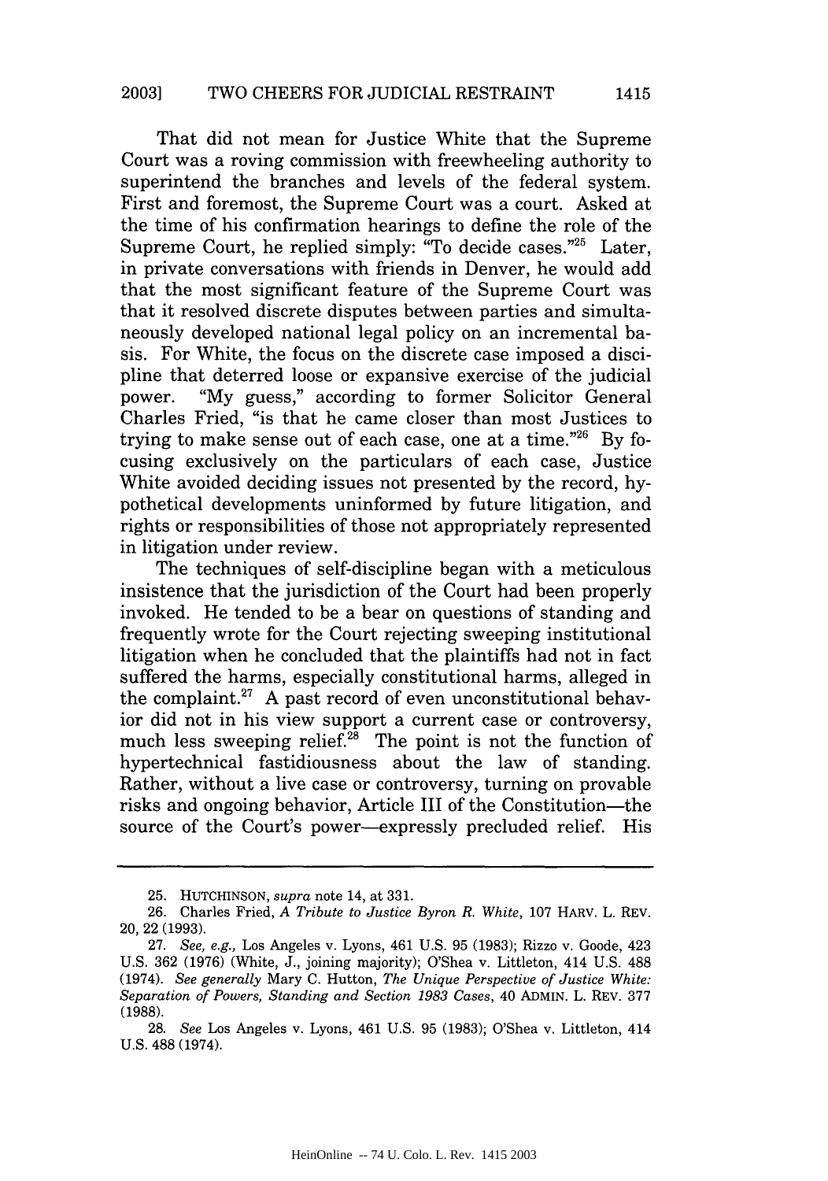That did not mean for Justice White that the Supreme Court was a roving commission with freewheeling authority to superintend the branches and levels of the federal system. First and foremost, the Supreme Court was a court. Asked at the time of his confirmation hearings to define the role of the Supreme Court, he replied simply: "To decide cases."[25] Later, in private conversations with friends in Denver, he would add that the most significant feature of the Supreme Court was that it resolved discrete disputes between parties and simultaneously developed national legal policy on an incremental basis. For White, the focus on the discrete case imposed a discipline that deterred loose or expansive exercise of the judicial power. "My guess," according to former Solicitor General Charles Fried, "is that he came closer than most Justices to trying to make sense out of each case, one at a time."[26] By focusing exclusively on the particulars of each case, Justice White avoided deciding issues not presented by the record, hypothetical developments uninformed by future litigation, and rights or responsibilities of those not appropriately represented in litigation under review.

The techniques of self-discipline began with a meticulous insistence that the jurisdiction of the Court had been properly invoked. He tended to be a bear on questions of standing and frequently wrote for the Court rejecting sweeping institutional litigation when he concluded that the plaintiffs had not in fact suffered the harms, especially constitutional harms, alleged in the complaint.[27] A past record of even unconstitutional behavior did not in his view support a current case or controversy, much less sweeping relief.[28] The point is not the function of hypertechnical fastidiousness about the law of standing. Rather, without a live case or controversy, turning on provable risks and ongoing behavior, Article III of the Constitution—the source of the Court's power—expressly precluded relief. His

---

25. HUTCHINSON, *supra* note 14, at 331.

26. Charles Fried, *A Tribute to Justice Byron R. White*, 107 HARV. L. REV. 20, 22 (1993).

27. *See, e.g.*, Los Angeles v. Lyons, 461 U.S. 95 (1983); Rizzo v. Goode, 423 U.S. 362 (1976) (White, J., joining majority); O'Shea v. Littleton, 414 U.S. 488 (1974). *See generally* Mary C. Hutton, *The Unique Perspective of Justice White: Separation of Powers, Standing and Section 1983 Cases*, 40 ADMIN. L. REV. 377 (1988).

28. *See* Los Angeles v. Lyons, 461 U.S. 95 (1983); O'Shea v. Littleton, 414 U.S. 488 (1974).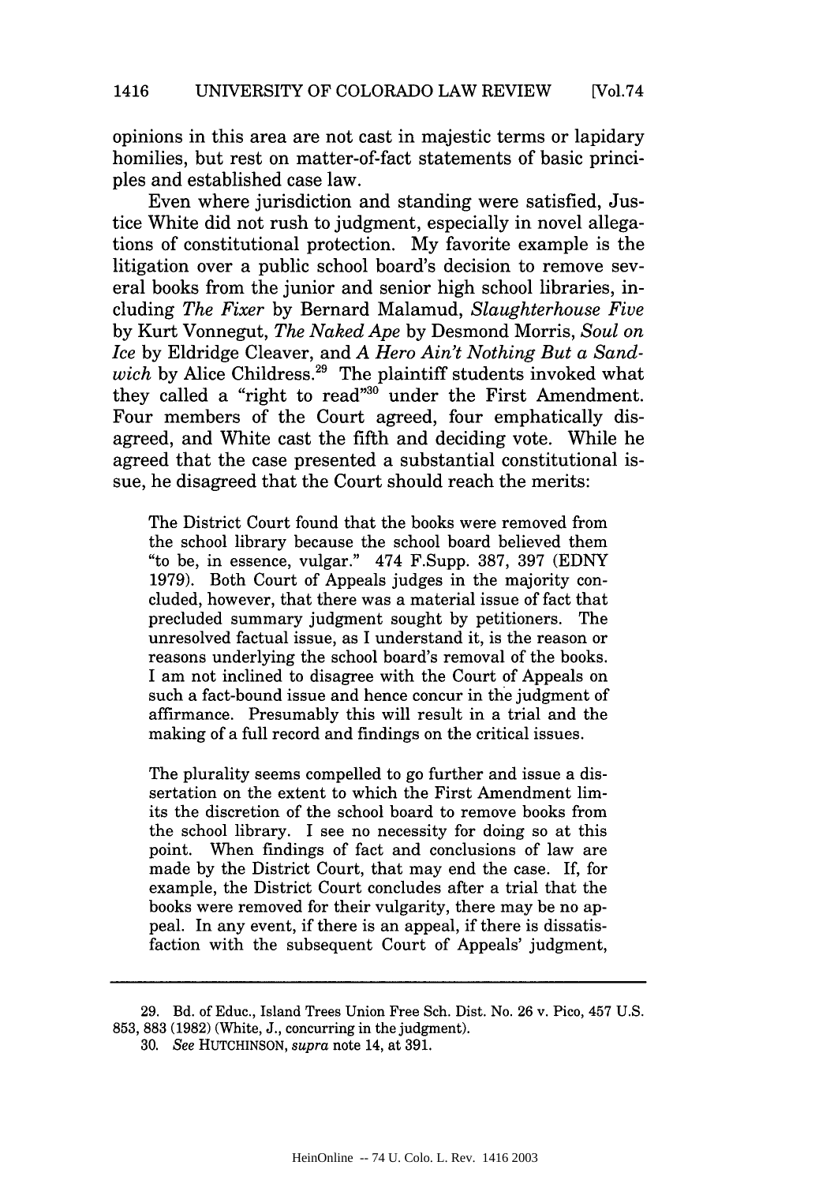opinions in this area are not cast in majestic terms or lapidary homilies, but rest on matter-of-fact statements of basic principles and established case law.

Even where jurisdiction and standing were satisfied, Justice White did not rush to judgment, especially in novel allegations of constitutional protection. My favorite example is the litigation over a public school board's decision to remove several books from the junior and senior high school libraries, including *The Fixer* by Bernard Malamud, *Slaughterhouse Five* by Kurt Vonnegut, *The Naked Ape* by Desmond Morris, *Soul on Ice* by Eldridge Cleaver, and *A Hero Ain't Nothing But a Sandwich* by Alice Childress.[29] The plaintiff students invoked what they called a "right to read"[30] under the First Amendment. Four members of the Court agreed, four emphatically disagreed, and White cast the fifth and deciding vote. While he agreed that the case presented a substantial constitutional issue, he disagreed that the Court should reach the merits:

> The District Court found that the books were removed from the school library because the school board believed them "to be, in essence, vulgar." 474 F.Supp. 387, 397 (EDNY 1979). Both Court of Appeals judges in the majority concluded, however, that there was a material issue of fact that precluded summary judgment sought by petitioners. The unresolved factual issue, as I understand it, is the reason or reasons underlying the school board's removal of the books. I am not inclined to disagree with the Court of Appeals on such a fact-bound issue and hence concur in the judgment of affirmance. Presumably this will result in a trial and the making of a full record and findings on the critical issues.
>
> The plurality seems compelled to go further and issue a dissertation on the extent to which the First Amendment limits the discretion of the school board to remove books from the school library. I see no necessity for doing so at this point. When findings of fact and conclusions of law are made by the District Court, that may end the case. If, for example, the District Court concludes after a trial that the books were removed for their vulgarity, there may be no appeal. In any event, if there is an appeal, if there is dissatisfaction with the subsequent Court of Appeals' judgment,

---

29. Bd. of Educ., Island Trees Union Free Sch. Dist. No. 26 v. Pico, 457 U.S. 853, 883 (1982) (White, J., concurring in the judgment).

30. *See* HUTCHINSON, *supra* note 14, at 391.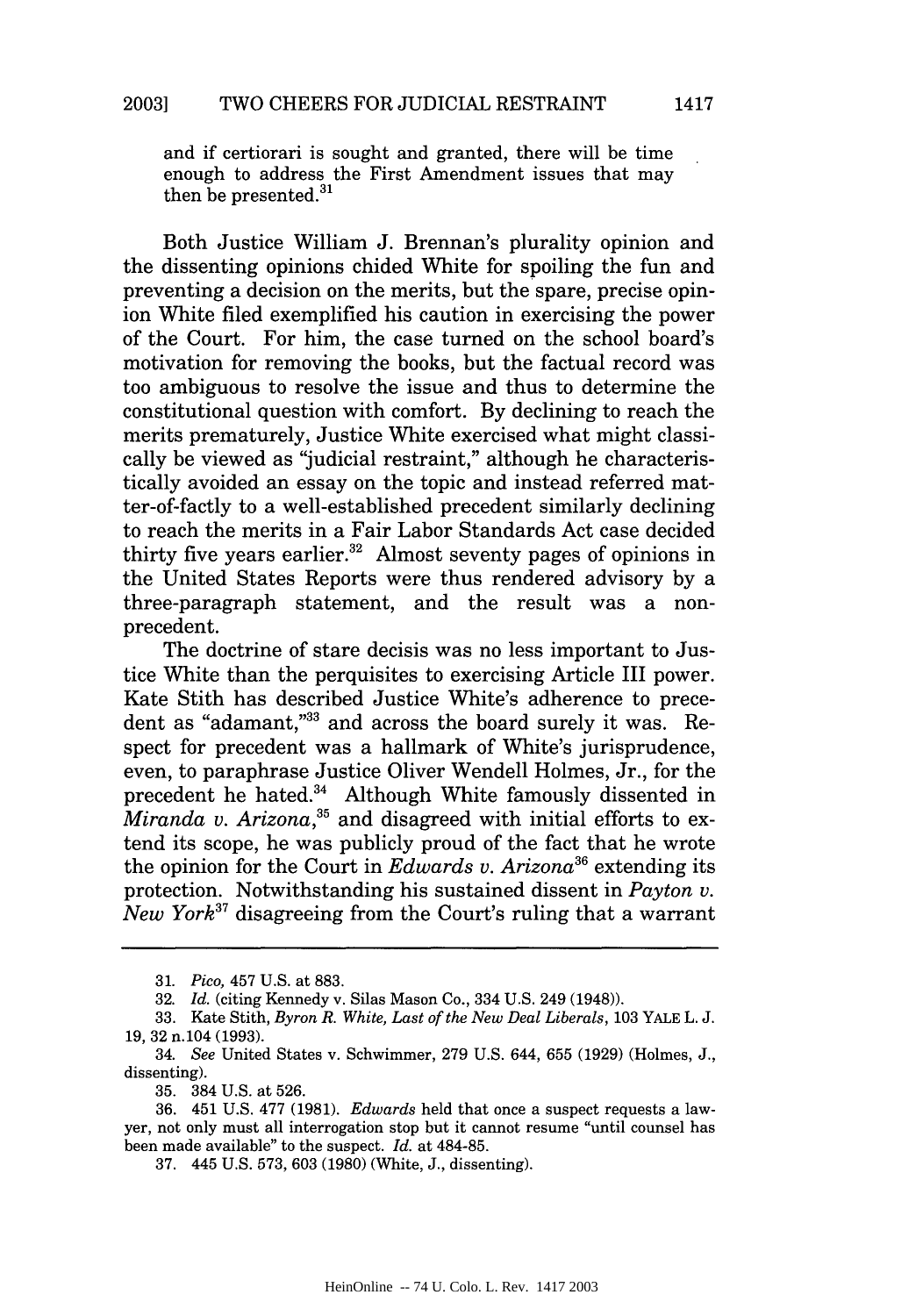and if certiorari is sought and granted, there will be time enough to address the First Amendment issues that may then be presented.[31]

Both Justice William J. Brennan's plurality opinion and the dissenting opinions chided White for spoiling the fun and preventing a decision on the merits, but the spare, precise opinion White filed exemplified his caution in exercising the power of the Court. For him, the case turned on the school board's motivation for removing the books, but the factual record was too ambiguous to resolve the issue and thus to determine the constitutional question with comfort. By declining to reach the merits prematurely, Justice White exercised what might classically be viewed as "judicial restraint," although he characteristically avoided an essay on the topic and instead referred matter-of-factly to a well-established precedent similarly declining to reach the merits in a Fair Labor Standards Act case decided thirty five years earlier.[32] Almost seventy pages of opinions in the United States Reports were thus rendered advisory by a three-paragraph statement, and the result was a non-precedent.

The doctrine of stare decisis was no less important to Justice White than the perquisites to exercising Article III power. Kate Stith has described Justice White's adherence to precedent as "adamant,"[33] and across the board surely it was. Respect for precedent was a hallmark of White's jurisprudence, even, to paraphrase Justice Oliver Wendell Holmes, Jr., for the precedent he hated.[34] Although White famously dissented in *Miranda v. Arizona*,[35] and disagreed with initial efforts to extend its scope, he was publicly proud of the fact that he wrote the opinion for the Court in *Edwards v. Arizona*[36] extending its protection. Notwithstanding his sustained dissent in *Payton v. New York*[37] disagreeing from the Court's ruling that a warrant

---

31. *Pico*, 457 U.S. at 883.

32. *Id.* (citing Kennedy v. Silas Mason Co., 334 U.S. 249 (1948)).

33. Kate Stith, *Byron R. White, Last of the New Deal Liberals*, 103 YALE L. J. 19, 32 n.104 (1993).

34. *See* United States v. Schwimmer, 279 U.S. 644, 655 (1929) (Holmes, J., dissenting).

35. 384 U.S. at 526.

36. 451 U.S. 477 (1981). *Edwards* held that once a suspect requests a lawyer, not only must all interrogation stop but it cannot resume "until counsel has been made available" to the suspect. *Id.* at 484-85.

37. 445 U.S. 573, 603 (1980) (White, J., dissenting).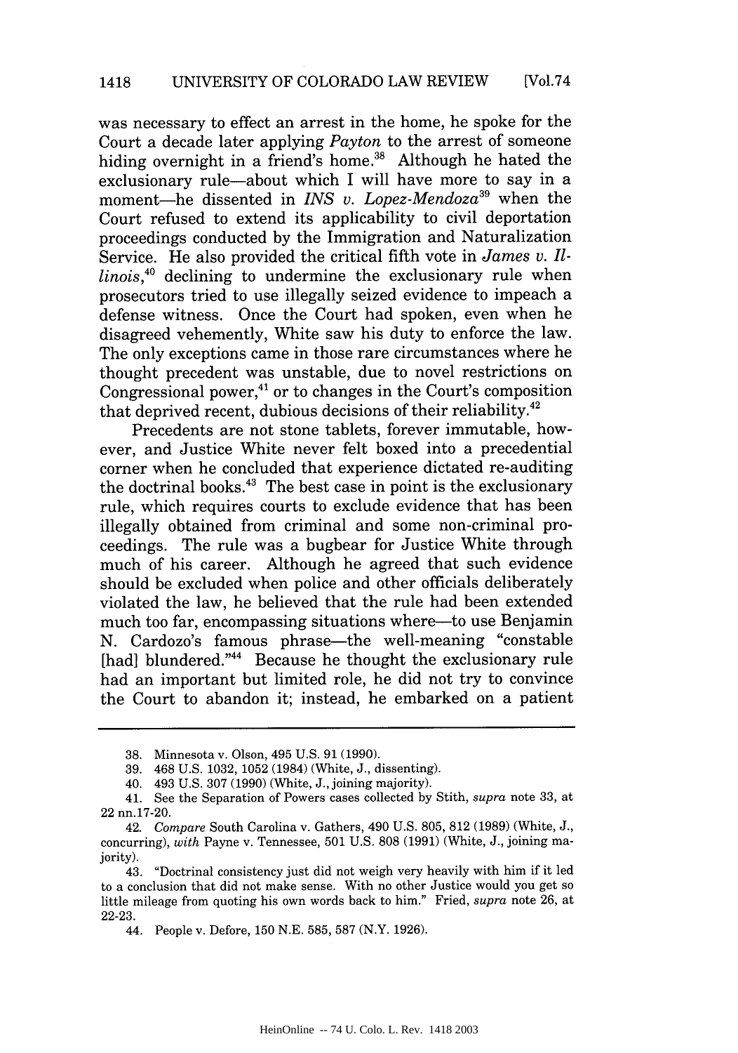was necessary to effect an arrest in the home, he spoke for the Court a decade later applying *Payton* to the arrest of someone hiding overnight in a friend's home.[38] Although he hated the exclusionary rule—about which I will have more to say in a moment—he dissented in *INS v. Lopez-Mendoza*[39] when the Court refused to extend its applicability to civil deportation proceedings conducted by the Immigration and Naturalization Service. He also provided the critical fifth vote in *James v. Illinois*,[40] declining to undermine the exclusionary rule when prosecutors tried to use illegally seized evidence to impeach a defense witness. Once the Court had spoken, even when he disagreed vehemently, White saw his duty to enforce the law. The only exceptions came in those rare circumstances where he thought precedent was unstable, due to novel restrictions on Congressional power,[41] or to changes in the Court's composition that deprived recent, dubious decisions of their reliability.[42]

Precedents are not stone tablets, forever immutable, however, and Justice White never felt boxed into a precedential corner when he concluded that experience dictated re-auditing the doctrinal books.[43] The best case in point is the exclusionary rule, which requires courts to exclude evidence that has been illegally obtained from criminal and some non-criminal proceedings. The rule was a bugbear for Justice White through much of his career. Although he agreed that such evidence should be excluded when police and other officials deliberately violated the law, he believed that the rule had been extended much too far, encompassing situations where—to use Benjamin N. Cardozo's famous phrase—the well-meaning "constable [had] blundered."[44] Because he thought the exclusionary rule had an important but limited role, he did not try to convince the Court to abandon it; instead, he embarked on a patient

---

38. Minnesota v. Olson, 495 U.S. 91 (1990).

39. 468 U.S. 1032, 1052 (1984) (White, J., dissenting).

40. 493 U.S. 307 (1990) (White, J., joining majority).

41. See the Separation of Powers cases collected by Stith, *supra* note 33, at 22 nn.17-20.

42. *Compare* South Carolina v. Gathers, 490 U.S. 805, 812 (1989) (White, J., concurring), *with* Payne v. Tennessee, 501 U.S. 808 (1991) (White, J., joining majority).

43. "Doctrinal consistency just did not weigh very heavily with him if it led to a conclusion that did not make sense. With no other Justice would you get so little mileage from quoting his own words back to him." Fried, *supra* note 26, at 22-23.

44. People v. Defore, 150 N.E. 585, 587 (N.Y. 1926).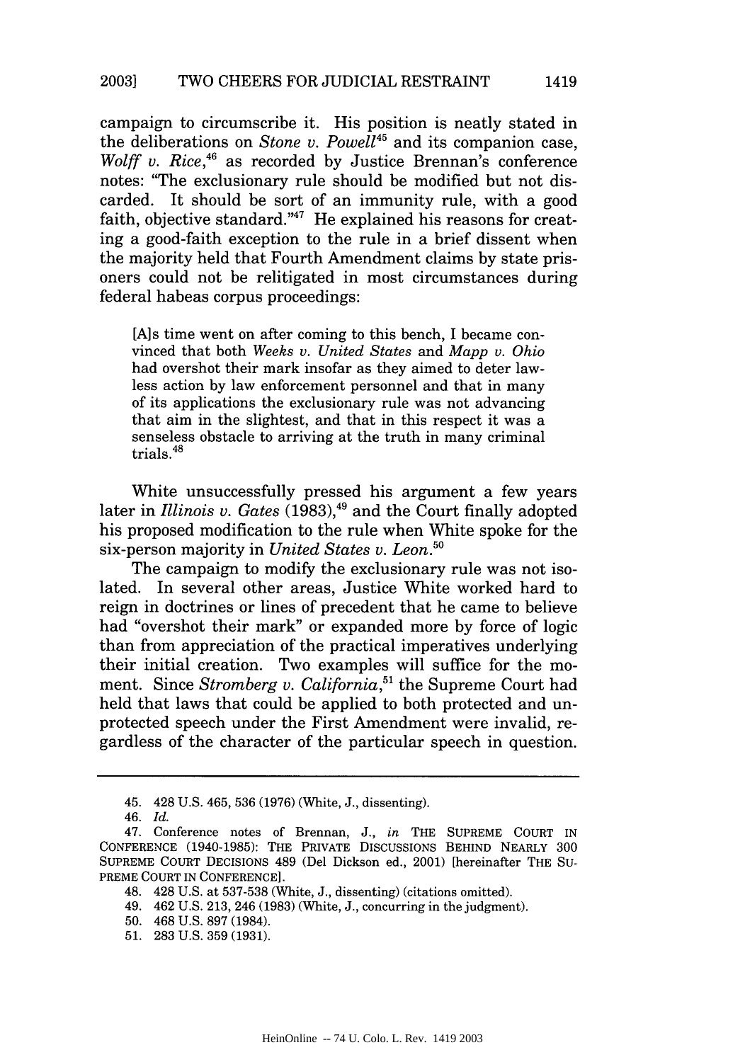campaign to circumscribe it. His position is neatly stated in the deliberations on *Stone v. Powell*[45] and its companion case, *Wolff v. Rice*,[46] as recorded by Justice Brennan's conference notes: "The exclusionary rule should be modified but not discarded. It should be sort of an immunity rule, with a good faith, objective standard."[47] He explained his reasons for creating a good-faith exception to the rule in a brief dissent when the majority held that Fourth Amendment claims by state prisoners could not be relitigated in most circumstances during federal habeas corpus proceedings:

> [A]s time went on after coming to this bench, I became convinced that both *Weeks v. United States* and *Mapp v. Ohio* had overshot their mark insofar as they aimed to deter lawless action by law enforcement personnel and that in many of its applications the exclusionary rule was not advancing that aim in the slightest, and that in this respect it was a senseless obstacle to arriving at the truth in many criminal trials.[48]

White unsuccessfully pressed his argument a few years later in *Illinois v. Gates* (1983),[49] and the Court finally adopted his proposed modification to the rule when White spoke for the six-person majority in *United States v. Leon*.[50]

The campaign to modify the exclusionary rule was not isolated. In several other areas, Justice White worked hard to reign in doctrines or lines of precedent that he came to believe had "overshot their mark" or expanded more by force of logic than from appreciation of the practical imperatives underlying their initial creation. Two examples will suffice for the moment. Since *Stromberg v. California*,[51] the Supreme Court had held that laws that could be applied to both protected and unprotected speech under the First Amendment were invalid, regardless of the character of the particular speech in question.

---

45. 428 U.S. 465, 536 (1976) (White, J., dissenting).

46. *Id.*

47. Conference notes of Brennan, J., *in* THE SUPREME COURT IN CONFERENCE (1940-1985): THE PRIVATE DISCUSSIONS BEHIND NEARLY 300 SUPREME COURT DECISIONS 489 (Del Dickson ed., 2001) [hereinafter THE SUPREME COURT IN CONFERENCE].

48. 428 U.S. at 537-538 (White, J., dissenting) (citations omitted).

49. 462 U.S. 213, 246 (1983) (White, J., concurring in the judgment).

50. 468 U.S. 897 (1984).

51. 283 U.S. 359 (1931).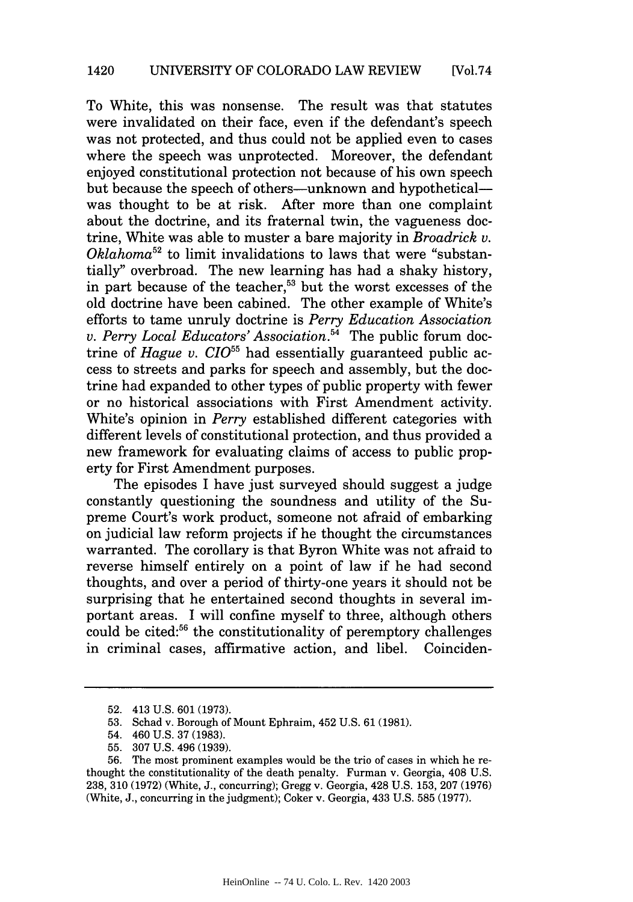To White, this was nonsense. The result was that statutes were invalidated on their face, even if the defendant's speech was not protected, and thus could not be applied even to cases where the speech was unprotected. Moreover, the defendant enjoyed constitutional protection not because of his own speech but because the speech of others—unknown and hypothetical—was thought to be at risk. After more than one complaint about the doctrine, and its fraternal twin, the vagueness doctrine, White was able to muster a bare majority in *Broadrick v. Oklahoma*[52] to limit invalidations to laws that were "substantially" overbroad. The new learning has had a shaky history, in part because of the teacher,[53] but the worst excesses of the old doctrine have been cabined. The other example of White's efforts to tame unruly doctrine is *Perry Education Association v. Perry Local Educators' Association*.[54] The public forum doctrine of *Hague v. CIO*[55] had essentially guaranteed public access to streets and parks for speech and assembly, but the doctrine had expanded to other types of public property with fewer or no historical associations with First Amendment activity. White's opinion in *Perry* established different categories with different levels of constitutional protection, and thus provided a new framework for evaluating claims of access to public property for First Amendment purposes.

The episodes I have just surveyed should suggest a judge constantly questioning the soundness and utility of the Supreme Court's work product, someone not afraid of embarking on judicial law reform projects if he thought the circumstances warranted. The corollary is that Byron White was not afraid to reverse himself entirely on a point of law if he had second thoughts, and over a period of thirty-one years it should not be surprising that he entertained second thoughts in several important areas. I will confine myself to three, although others could be cited:[56] the constitutionality of peremptory challenges in criminal cases, affirmative action, and libel. Coinciden-

---

52. 413 U.S. 601 (1973).

53. Schad v. Borough of Mount Ephraim, 452 U.S. 61 (1981).

54. 460 U.S. 37 (1983).

55. 307 U.S. 496 (1939).

56. The most prominent examples would be the trio of cases in which he rethought the constitutionality of the death penalty. Furman v. Georgia, 408 U.S. 238, 310 (1972) (White, J., concurring); Gregg v. Georgia, 428 U.S. 153, 207 (1976) (White, J., concurring in the judgment); Coker v. Georgia, 433 U.S. 585 (1977).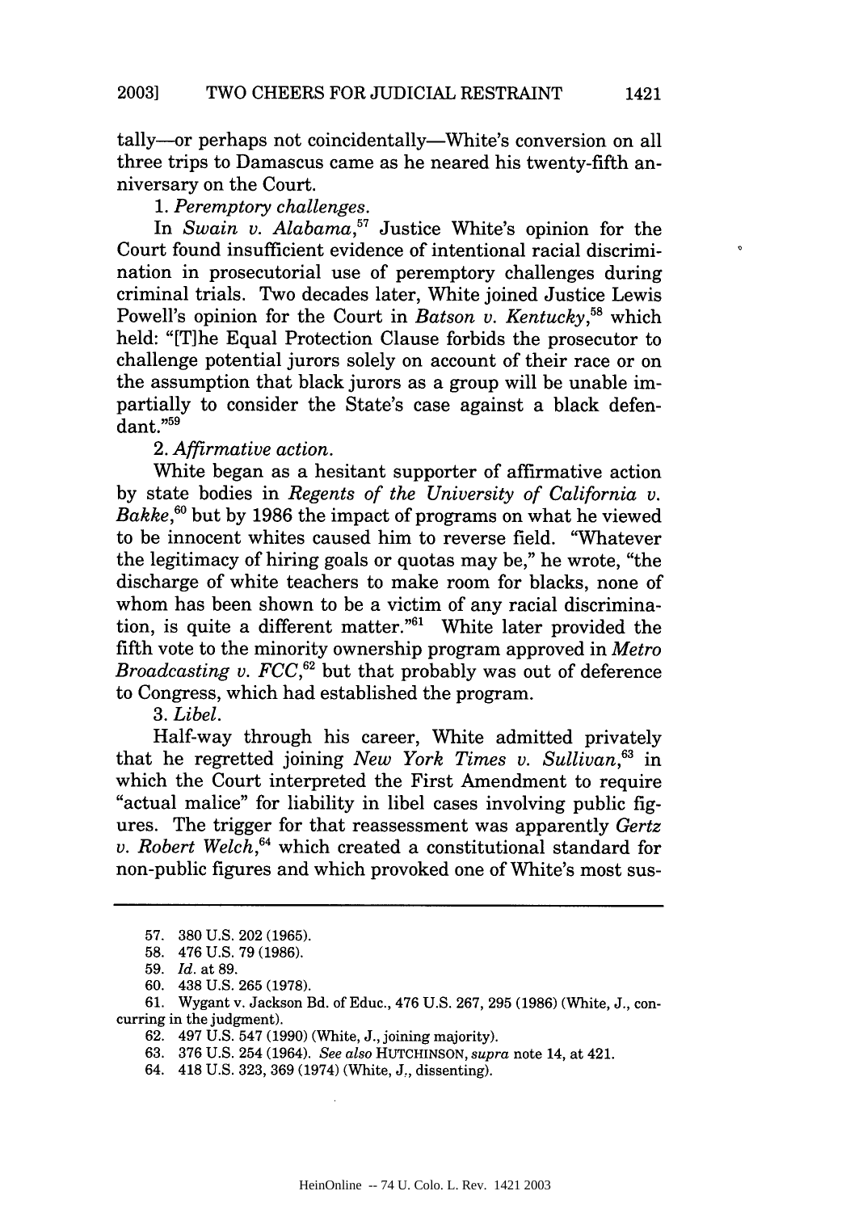tally—or perhaps not coincidentally—White's conversion on all three trips to Damascus came as he neared his twenty-fifth anniversary on the Court.

1. *Peremptory challenges.*

In *Swain v. Alabama*,[57] Justice White's opinion for the Court found insufficient evidence of intentional racial discrimination in prosecutorial use of peremptory challenges during criminal trials. Two decades later, White joined Justice Lewis Powell's opinion for the Court in *Batson v. Kentucky*,[58] which held: "[T]he Equal Protection Clause forbids the prosecutor to challenge potential jurors solely on account of their race or on the assumption that black jurors as a group will be unable impartially to consider the State's case against a black defendant."[59]

2. *Affirmative action.*

White began as a hesitant supporter of affirmative action by state bodies in *Regents of the University of California v. Bakke*,[60] but by 1986 the impact of programs on what he viewed to be innocent whites caused him to reverse field. "Whatever the legitimacy of hiring goals or quotas may be," he wrote, "the discharge of white teachers to make room for blacks, none of whom has been shown to be a victim of any racial discrimination, is quite a different matter."[61] White later provided the fifth vote to the minority ownership program approved in *Metro Broadcasting v. FCC*,[62] but that probably was out of deference to Congress, which had established the program.

3. *Libel.*

Half-way through his career, White admitted privately that he regretted joining *New York Times v. Sullivan*,[63] in which the Court interpreted the First Amendment to require "actual malice" for liability in libel cases involving public figures. The trigger for that reassessment was apparently *Gertz v. Robert Welch*,[64] which created a constitutional standard for non-public figures and which provoked one of White's most sus-

---

57. 380 U.S. 202 (1965).

58. 476 U.S. 79 (1986).

59. *Id.* at 89.

60. 438 U.S. 265 (1978).

61. Wygant v. Jackson Bd. of Educ., 476 U.S. 267, 295 (1986) (White, J., concurring in the judgment).

62. 497 U.S. 547 (1990) (White, J., joining majority).

63. 376 U.S. 254 (1964). *See also* HUTCHINSON, *supra* note 14, at 421.

64. 418 U.S. 323, 369 (1974) (White, J., dissenting).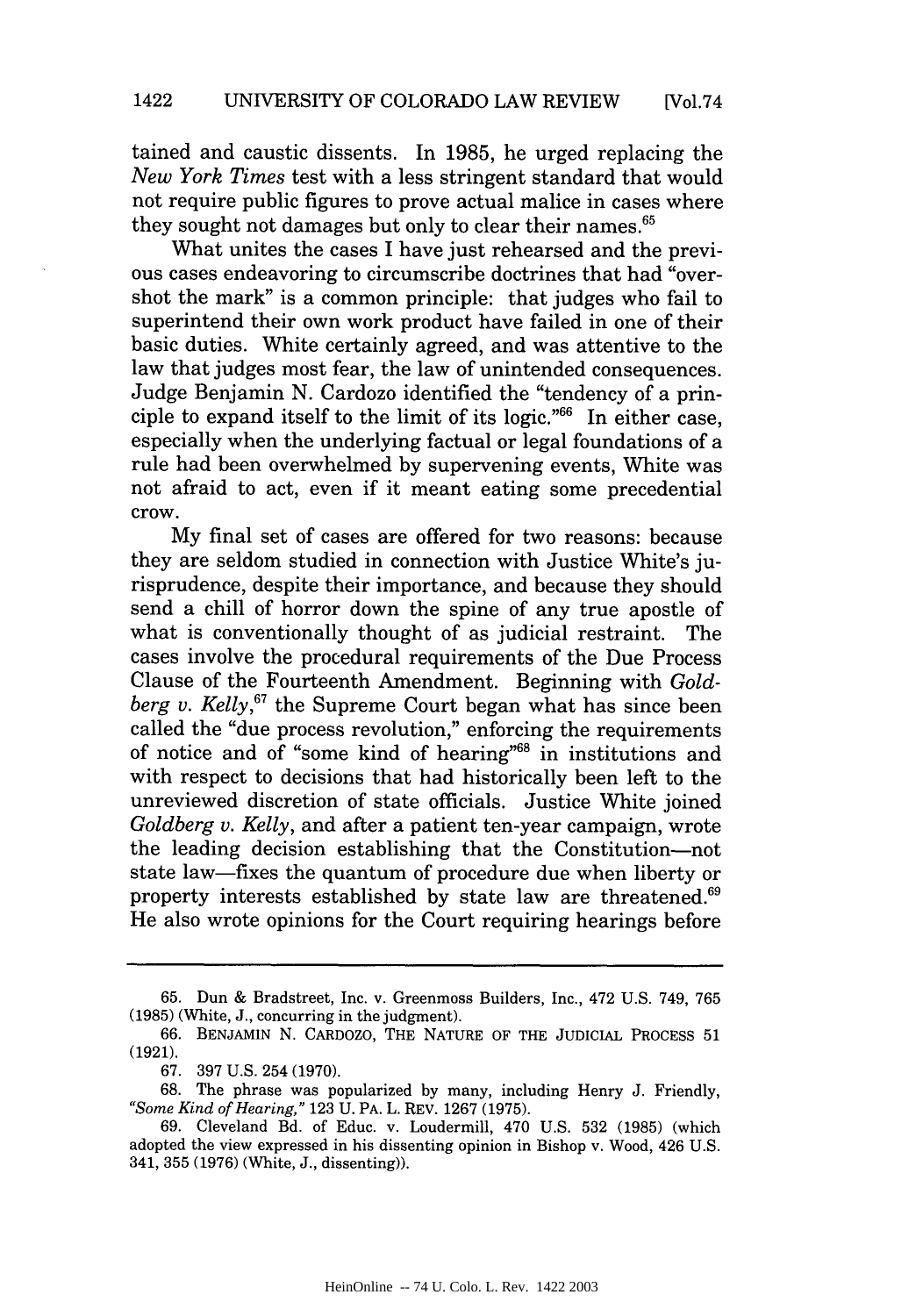tained and caustic dissents. In 1985, he urged replacing the *New York Times* test with a less stringent standard that would not require public figures to prove actual malice in cases where they sought not damages but only to clear their names.[65]

What unites the cases I have just rehearsed and the previous cases endeavoring to circumscribe doctrines that had "overshot the mark" is a common principle: that judges who fail to superintend their own work product have failed in one of their basic duties. White certainly agreed, and was attentive to the law that judges most fear, the law of unintended consequences. Judge Benjamin N. Cardozo identified the "tendency of a principle to expand itself to the limit of its logic."[66] In either case, especially when the underlying factual or legal foundations of a rule had been overwhelmed by supervening events, White was not afraid to act, even if it meant eating some precedential crow.

My final set of cases are offered for two reasons: because they are seldom studied in connection with Justice White's jurisprudence, despite their importance, and because they should send a chill of horror down the spine of any true apostle of what is conventionally thought of as judicial restraint. The cases involve the procedural requirements of the Due Process Clause of the Fourteenth Amendment. Beginning with *Goldberg v. Kelly*,[67] the Supreme Court began what has since been called the "due process revolution," enforcing the requirements of notice and of "some kind of hearing"[68] in institutions and with respect to decisions that had historically been left to the unreviewed discretion of state officials. Justice White joined *Goldberg v. Kelly*, and after a patient ten-year campaign, wrote the leading decision establishing that the Constitution—not state law—fixes the quantum of procedure due when liberty or property interests established by state law are threatened.[69] He also wrote opinions for the Court requiring hearings before

---

65. Dun & Bradstreet, Inc. v. Greenmoss Builders, Inc., 472 U.S. 749, 765 (1985) (White, J., concurring in the judgment).

66. BENJAMIN N. CARDOZO, THE NATURE OF THE JUDICIAL PROCESS 51 (1921).

67. 397 U.S. 254 (1970).

68. The phrase was popularized by many, including Henry J. Friendly, *"Some Kind of Hearing,"* 123 U. PA. L. REV. 1267 (1975).

69. Cleveland Bd. of Educ. v. Loudermill, 470 U.S. 532 (1985) (which adopted the view expressed in his dissenting opinion in Bishop v. Wood, 426 U.S. 341, 355 (1976) (White, J., dissenting)).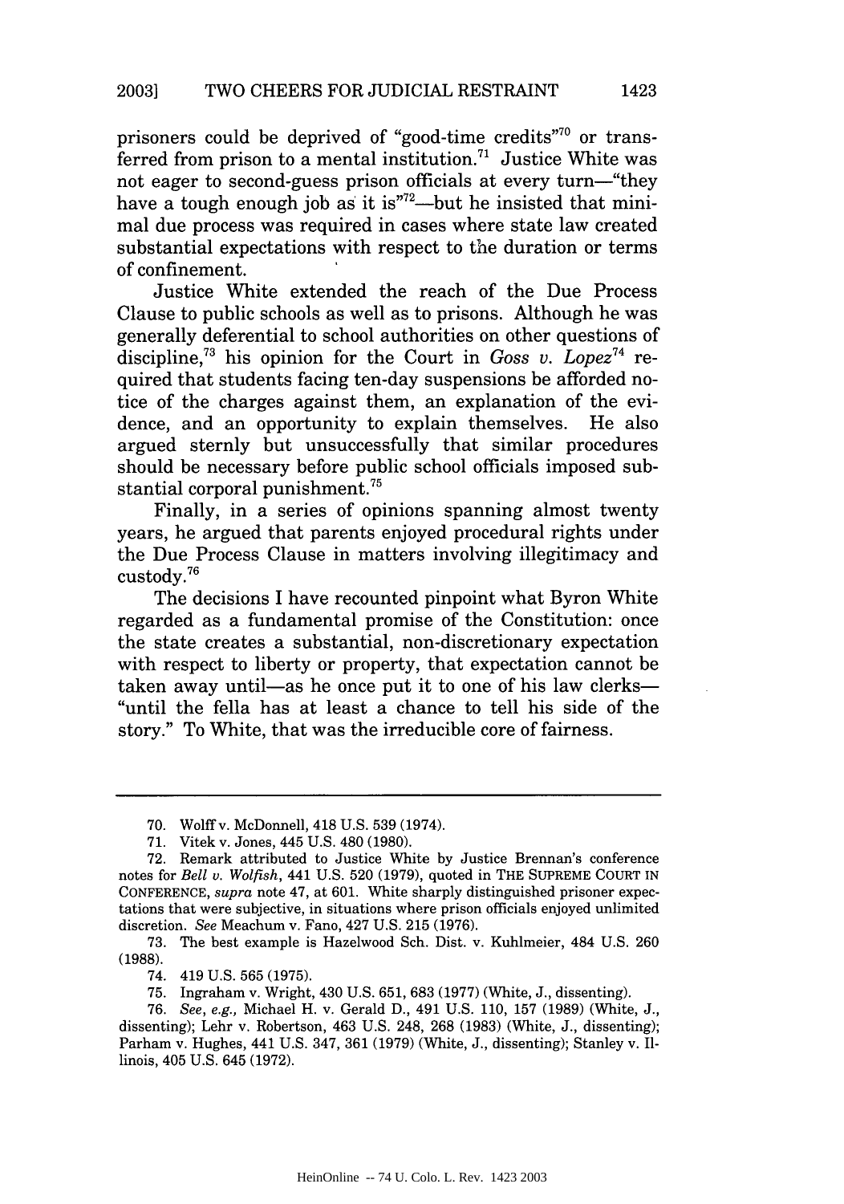prisoners could be deprived of "good-time credits"[70] or transferred from prison to a mental institution.[71] Justice White was not eager to second-guess prison officials at every turn—"they have a tough enough job as it is"[72]—but he insisted that minimal due process was required in cases where state law created substantial expectations with respect to the duration or terms of confinement.

Justice White extended the reach of the Due Process Clause to public schools as well as to prisons. Although he was generally deferential to school authorities on other questions of discipline,[73] his opinion for the Court in *Goss v. Lopez*[74] required that students facing ten-day suspensions be afforded notice of the charges against them, an explanation of the evidence, and an opportunity to explain themselves. He also argued sternly but unsuccessfully that similar procedures should be necessary before public school officials imposed substantial corporal punishment.[75]

Finally, in a series of opinions spanning almost twenty years, he argued that parents enjoyed procedural rights under the Due Process Clause in matters involving illegitimacy and custody.[76]

The decisions I have recounted pinpoint what Byron White regarded as a fundamental promise of the Constitution: once the state creates a substantial, non-discretionary expectation with respect to liberty or property, that expectation cannot be taken away until—as he once put it to one of his law clerks—"until the fella has at least a chance to tell his side of the story." To White, that was the irreducible core of fairness.

---

70. Wolff v. McDonnell, 418 U.S. 539 (1974).

71. Vitek v. Jones, 445 U.S. 480 (1980).

72. Remark attributed to Justice White by Justice Brennan's conference notes for *Bell v. Wolfish*, 441 U.S. 520 (1979), quoted in THE SUPREME COURT IN CONFERENCE, *supra* note 47, at 601. White sharply distinguished prisoner expectations that were subjective, in situations where prison officials enjoyed unlimited discretion. *See* Meachum v. Fano, 427 U.S. 215 (1976).

73. The best example is Hazelwood Sch. Dist. v. Kuhlmeier, 484 U.S. 260 (1988).

74. 419 U.S. 565 (1975).

75. Ingraham v. Wright, 430 U.S. 651, 683 (1977) (White, J., dissenting).

76. *See, e.g.,* Michael H. v. Gerald D., 491 U.S. 110, 157 (1989) (White, J., dissenting); Lehr v. Robertson, 463 U.S. 248, 268 (1983) (White, J., dissenting); Parham v. Hughes, 441 U.S. 347, 361 (1979) (White, J., dissenting); Stanley v. Illinois, 405 U.S. 645 (1972).